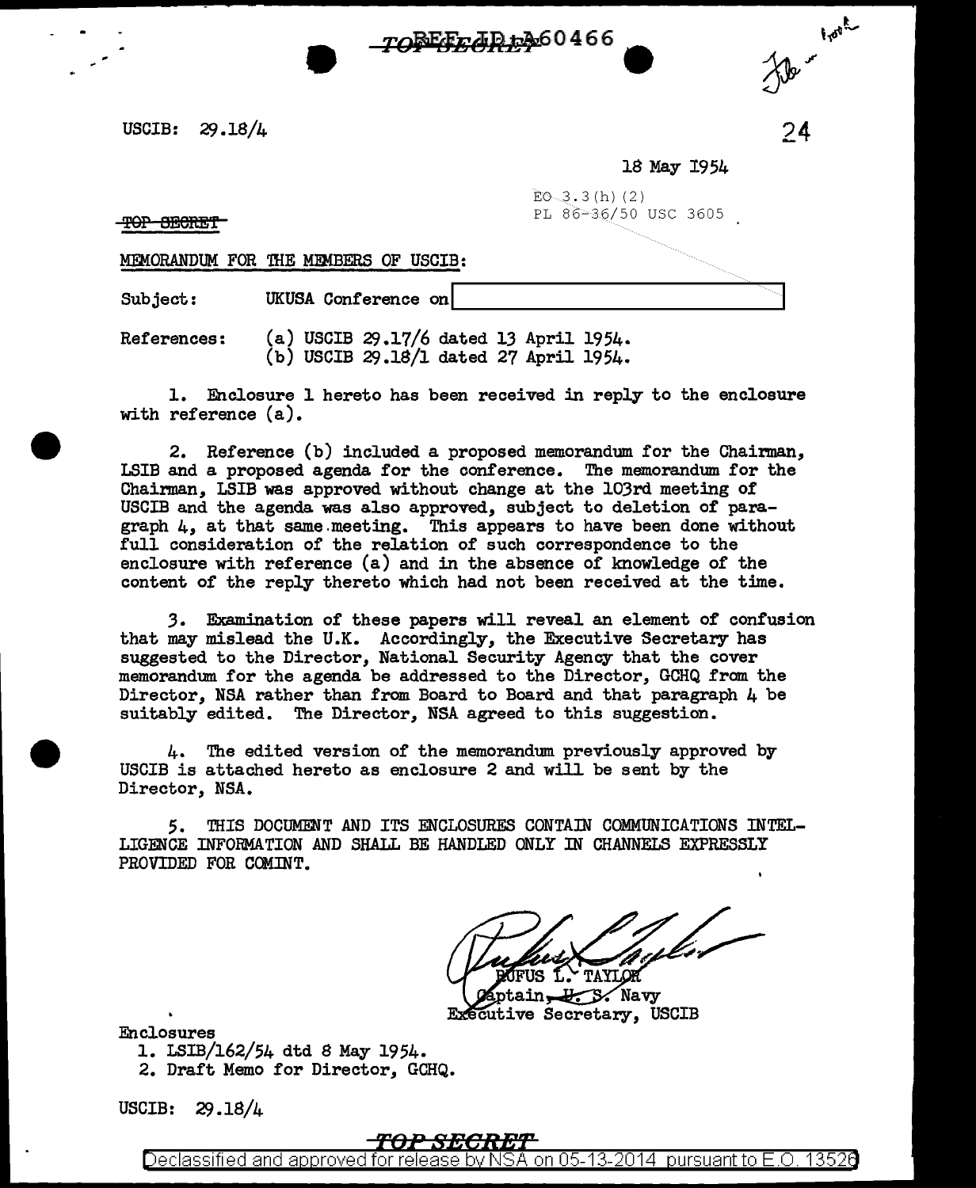TOP SECRET

REF ID:A60466

USCIB: 29.18/4

24

18 May 1954

EO 3.3(h)(2)
PL 86-36/50 USC 3605

~~TOP SECRET~~

MEMORANDUM FOR THE MEMBERS OF USCIB:

Subject: UKUSA Conference on [redacted]

References: (a) USCIB 29.17/6 dated 13 April 1954.
(b) USCIB 29.18/1 dated 27 April 1954.

1. Enclosure 1 hereto has been received in reply to the enclosure with reference (a).

2. Reference (b) included a proposed memorandum for the Chairman, LSIB and a proposed agenda for the conference. The memorandum for the Chairman, LSIB was approved without change at the 103rd meeting of USCIB and the agenda was also approved, subject to deletion of paragraph 4, at that same meeting. This appears to have been done without full consideration of the relation of such correspondence to the enclosure with reference (a) and in the absence of knowledge of the content of the reply thereto which had not been received at the time.

3. Examination of these papers will reveal an element of confusion that may mislead the U.K. Accordingly, the Executive Secretary has suggested to the Director, National Security Agency that the cover memorandum for the agenda be addressed to the Director, GCHQ from the Director, NSA rather than from Board to Board and that paragraph 4 be suitably edited. The Director, NSA agreed to this suggestion.

4. The edited version of the memorandum previously approved by USCIB is attached hereto as enclosure 2 and will be sent by the Director, NSA.

5. THIS DOCUMENT AND ITS ENCLOSURES CONTAIN COMMUNICATIONS INTELLIGENCE INFORMATION AND SHALL BE HANDLED ONLY IN CHANNELS EXPRESSLY PROVIDED FOR COMINT.

RUFUS L. TAYLOR
Captain, U. S. Navy
Executive Secretary, USCIB

Enclosures
1. LSIB/162/54 dtd 8 May 1954.
2. Draft Memo for Director, GCHQ.

USCIB: 29.18/4

TOP SECRET

Declassified and approved for release by NSA on 05-13-2014 pursuant to E.O. 13526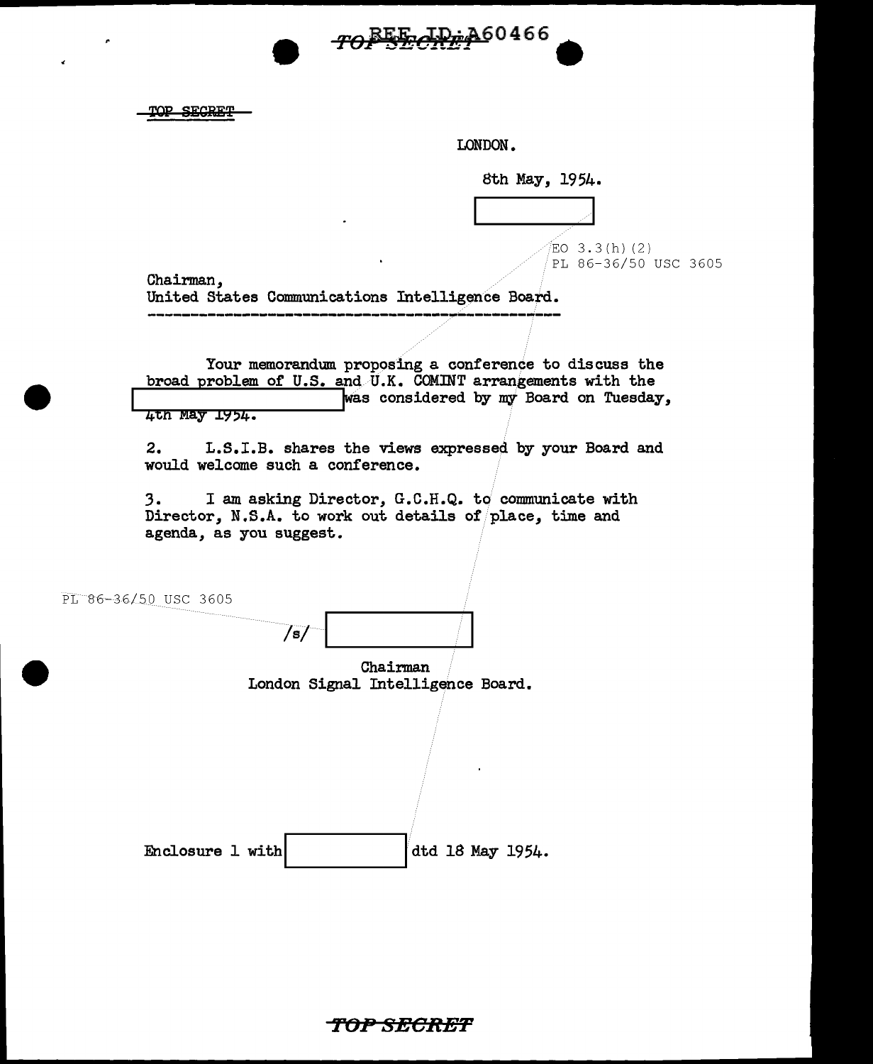TOP SECRET

LONDON.

8th May, 1954.

[REDACTED]

EO 3.3(h)(2)
PL 86-36/50 USC 3605

Chairman,
United States Communications Intelligence Board.

Your memorandum proposing a conference to discuss the broad problem of U.S. and U.K. COMINT arrangements with the [REDACTED] was considered by my Board on Tuesday, 4th May 1954.

2. L.S.I.B. shares the views expressed by your Board and would welcome such a conference.

3. I am asking Director, G.C.H.Q. to communicate with Director, N.S.A. to work out details of place, time and agenda, as you suggest.

PL 86-36/50 USC 3605

/s/ [REDACTED]

Chairman
London Signal Intelligence Board.

Enclosure 1 with [REDACTED] dtd 18 May 1954.

TOP SECRET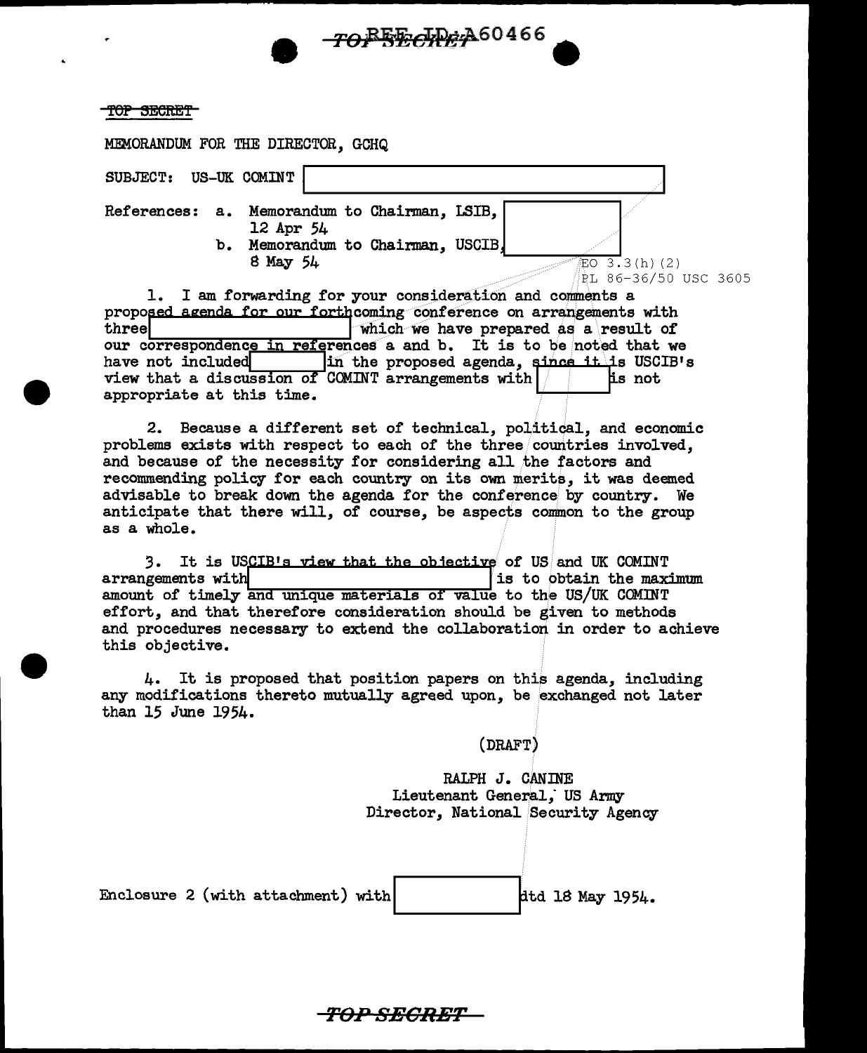TOP SECRET

MEMORANDUM FOR THE DIRECTOR, GCHQ

SUBJECT: US-UK COMINT [redacted]

References:
a. Memorandum to Chairman, LSIB, [redacted] 12 Apr 54
b. Memorandum to Chairman, USCIB, [redacted] 8 May 54

EO 3.3(h)(2)
PL 86-36/50 USC 3605

1. I am forwarding for your consideration and comments a proposed agenda for our forthcoming conference on arrangements with three [redacted] which we have prepared as a result of our correspondence in references a and b. It is to be noted that we have not included [redacted] in the proposed agenda, since it is USCIB's view that a discussion of COMINT arrangements with [redacted] is not appropriate at this time.

2. Because a different set of technical, political, and economic problems exists with respect to each of the three countries involved, and because of the necessity for considering all the factors and recommending policy for each country on its own merits, it was deemed advisable to break down the agenda for the conference by country. We anticipate that there will, of course, be aspects common to the group as a whole.

3. It is USCIB's view that the objective of US and UK COMINT arrangements with [redacted] is to obtain the maximum amount of timely and unique materials of value to the US/UK COMINT effort, and that therefore consideration should be given to methods and procedures necessary to extend the collaboration in order to achieve this objective.

4. It is proposed that position papers on this agenda, including any modifications thereto mutually agreed upon, be exchanged not later than 15 June 1954.

(DRAFT)

RALPH J. CANINE
Lieutenant General, US Army
Director, National Security Agency

Enclosure 2 (with attachment) with [redacted] dtd 18 May 1954.

TOP SECRET